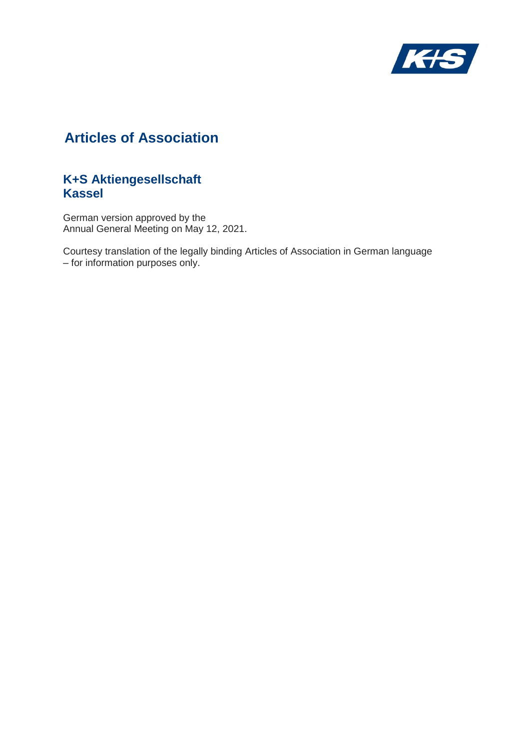# Articles of Association

## K+S Aktiengesellschaft
## Kassel

German version approved by the
Annual General Meeting on May 12, 2021.

Courtesy translation of the legally binding Articles of Association in German language
– for information purposes only.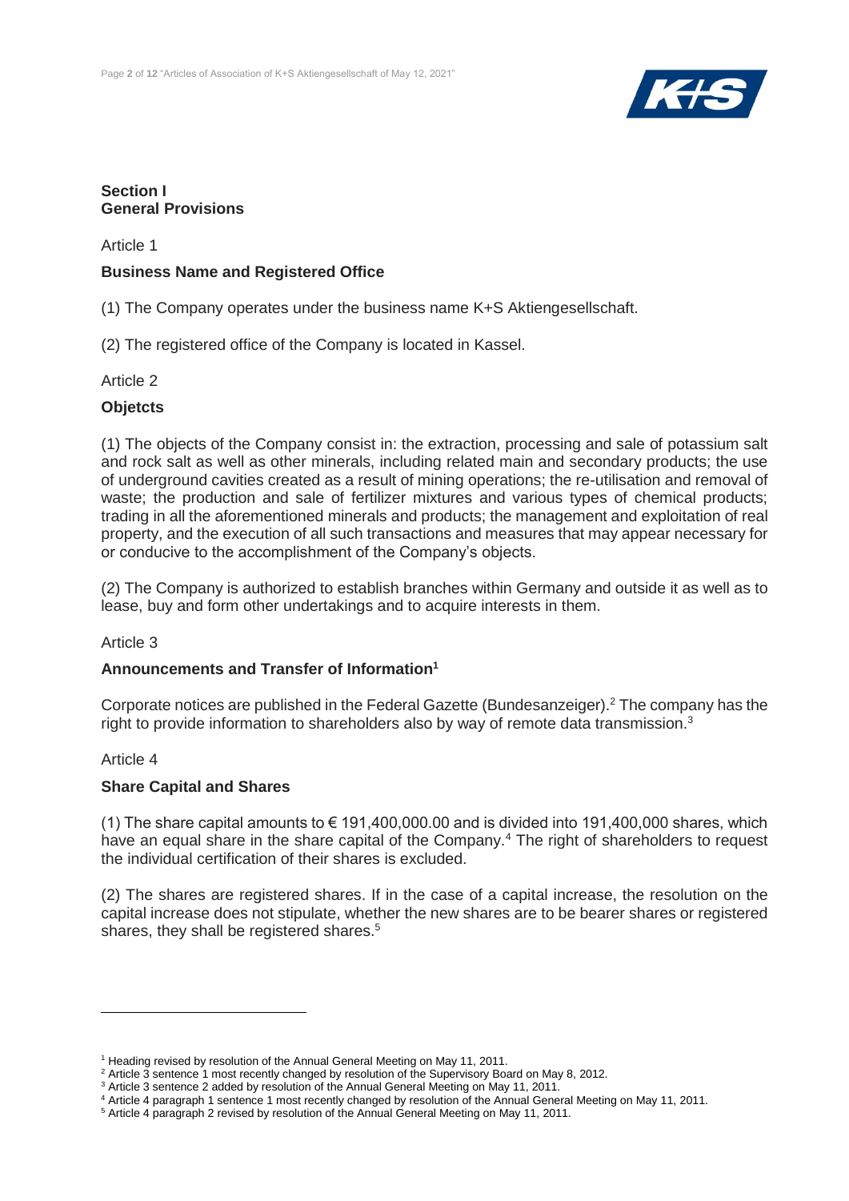## Section I
## General Provisions

Article 1

### Business Name and Registered Office

(1) The Company operates under the business name K+S Aktiengesellschaft.

(2) The registered office of the Company is located in Kassel.

Article 2

### Objetcts

(1) The objects of the Company consist in: the extraction, processing and sale of potassium salt and rock salt as well as other minerals, including related main and secondary products; the use of underground cavities created as a result of mining operations; the re-utilisation and removal of waste; the production and sale of fertilizer mixtures and various types of chemical products; trading in all the aforementioned minerals and products; the management and exploitation of real property, and the execution of all such transactions and measures that may appear necessary for or conducive to the accomplishment of the Company's objects.

(2) The Company is authorized to establish branches within Germany and outside it as well as to lease, buy and form other undertakings and to acquire interests in them.

Article 3

### Announcements and Transfer of Information[1]

Corporate notices are published in the Federal Gazette (Bundesanzeiger).[2] The company has the right to provide information to shareholders also by way of remote data transmission.[3]

Article 4

### Share Capital and Shares

(1) The share capital amounts to € 191,400,000.00 and is divided into 191,400,000 shares, which have an equal share in the share capital of the Company.[4] The right of shareholders to request the individual certification of their shares is excluded.

(2) The shares are registered shares. If in the case of a capital increase, the resolution on the capital increase does not stipulate, whether the new shares are to be bearer shares or registered shares, they shall be registered shares.[5]

---

[1] Heading revised by resolution of the Annual General Meeting on May 11, 2011.
[2] Article 3 sentence 1 most recently changed by resolution of the Supervisory Board on May 8, 2012.
[3] Article 3 sentence 2 added by resolution of the Annual General Meeting on May 11, 2011.
[4] Article 4 paragraph 1 sentence 1 most recently changed by resolution of the Annual General Meeting on May 11, 2011.
[5] Article 4 paragraph 2 revised by resolution of the Annual General Meeting on May 11, 2011.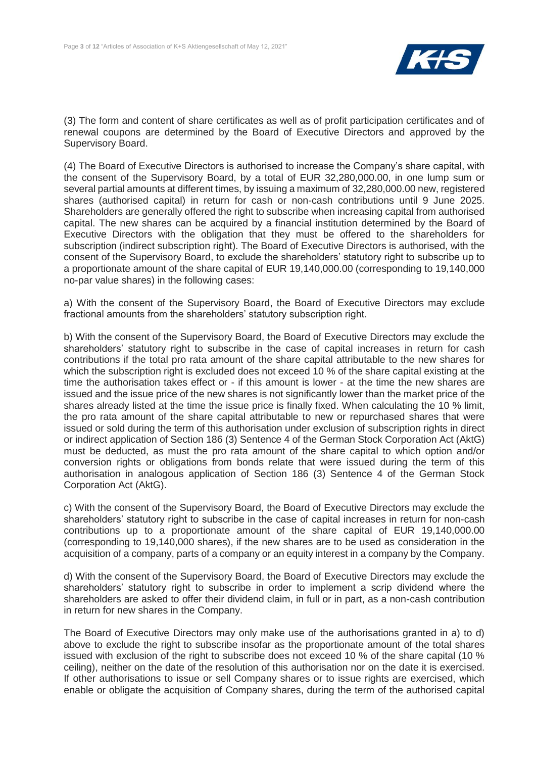(3) The form and content of share certificates as well as of profit participation certificates and of renewal coupons are determined by the Board of Executive Directors and approved by the Supervisory Board.

(4) The Board of Executive Directors is authorised to increase the Company's share capital, with the consent of the Supervisory Board, by a total of EUR 32,280,000.00, in one lump sum or several partial amounts at different times, by issuing a maximum of 32,280,000.00 new, registered shares (authorised capital) in return for cash or non-cash contributions until 9 June 2025. Shareholders are generally offered the right to subscribe when increasing capital from authorised capital. The new shares can be acquired by a financial institution determined by the Board of Executive Directors with the obligation that they must be offered to the shareholders for subscription (indirect subscription right). The Board of Executive Directors is authorised, with the consent of the Supervisory Board, to exclude the shareholders' statutory right to subscribe up to a proportionate amount of the share capital of EUR 19,140,000.00 (corresponding to 19,140,000 no-par value shares) in the following cases:

a) With the consent of the Supervisory Board, the Board of Executive Directors may exclude fractional amounts from the shareholders' statutory subscription right.

b) With the consent of the Supervisory Board, the Board of Executive Directors may exclude the shareholders' statutory right to subscribe in the case of capital increases in return for cash contributions if the total pro rata amount of the share capital attributable to the new shares for which the subscription right is excluded does not exceed 10 % of the share capital existing at the time the authorisation takes effect or - if this amount is lower - at the time the new shares are issued and the issue price of the new shares is not significantly lower than the market price of the shares already listed at the time the issue price is finally fixed. When calculating the 10 % limit, the pro rata amount of the share capital attributable to new or repurchased shares that were issued or sold during the term of this authorisation under exclusion of subscription rights in direct or indirect application of Section 186 (3) Sentence 4 of the German Stock Corporation Act (AktG) must be deducted, as must the pro rata amount of the share capital to which option and/or conversion rights or obligations from bonds relate that were issued during the term of this authorisation in analogous application of Section 186 (3) Sentence 4 of the German Stock Corporation Act (AktG).

c) With the consent of the Supervisory Board, the Board of Executive Directors may exclude the shareholders' statutory right to subscribe in the case of capital increases in return for non-cash contributions up to a proportionate amount of the share capital of EUR 19,140,000.00 (corresponding to 19,140,000 shares), if the new shares are to be used as consideration in the acquisition of a company, parts of a company or an equity interest in a company by the Company.

d) With the consent of the Supervisory Board, the Board of Executive Directors may exclude the shareholders' statutory right to subscribe in order to implement a scrip dividend where the shareholders are asked to offer their dividend claim, in full or in part, as a non-cash contribution in return for new shares in the Company.

The Board of Executive Directors may only make use of the authorisations granted in a) to d) above to exclude the right to subscribe insofar as the proportionate amount of the total shares issued with exclusion of the right to subscribe does not exceed 10 % of the share capital (10 % ceiling), neither on the date of the resolution of this authorisation nor on the date it is exercised. If other authorisations to issue or sell Company shares or to issue rights are exercised, which enable or obligate the acquisition of Company shares, during the term of the authorised capital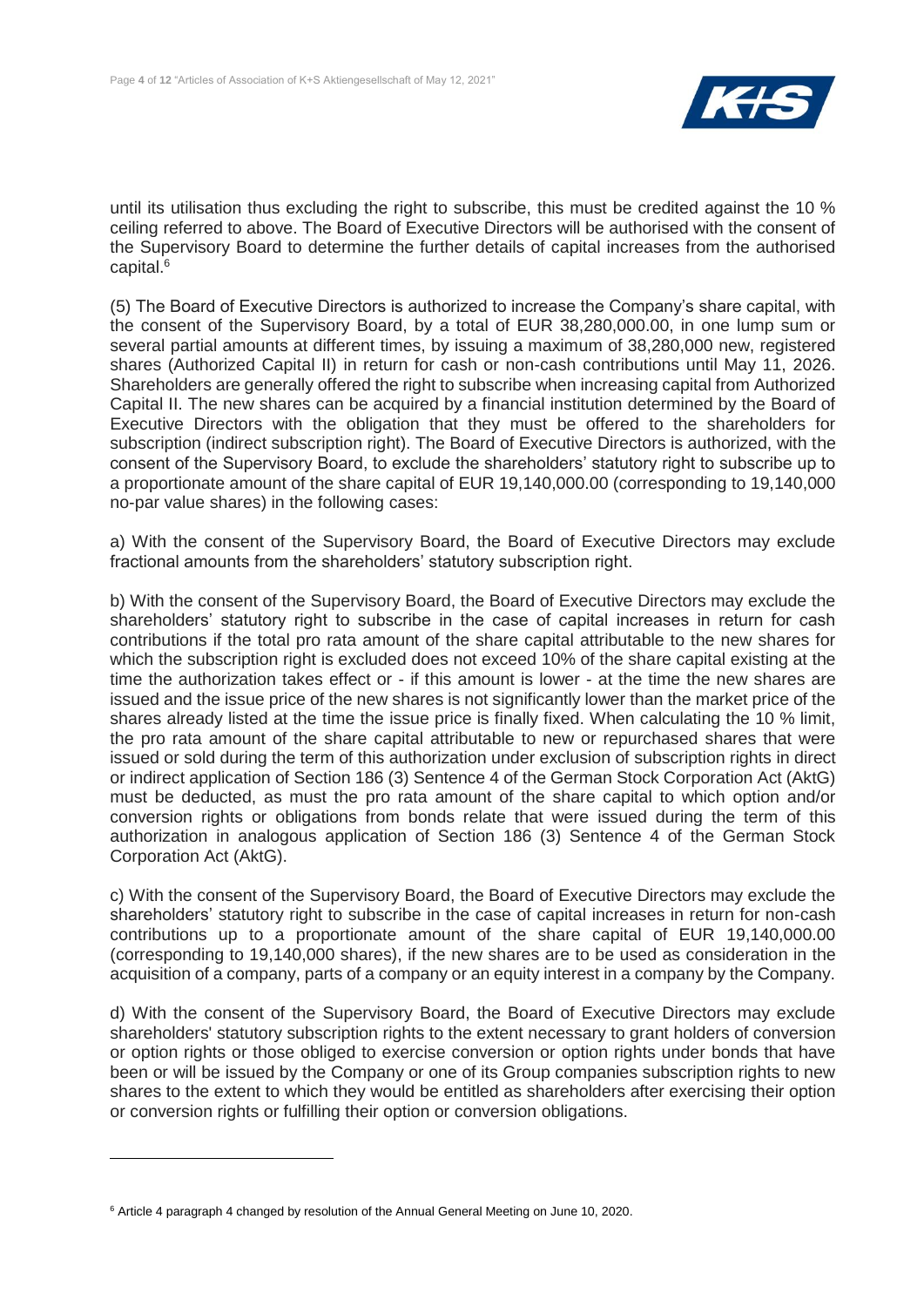until its utilisation thus excluding the right to subscribe, this must be credited against the 10 % ceiling referred to above. The Board of Executive Directors will be authorised with the consent of the Supervisory Board to determine the further details of capital increases from the authorised capital.[6]

(5) The Board of Executive Directors is authorized to increase the Company's share capital, with the consent of the Supervisory Board, by a total of EUR 38,280,000.00, in one lump sum or several partial amounts at different times, by issuing a maximum of 38,280,000 new, registered shares (Authorized Capital II) in return for cash or non-cash contributions until May 11, 2026. Shareholders are generally offered the right to subscribe when increasing capital from Authorized Capital II. The new shares can be acquired by a financial institution determined by the Board of Executive Directors with the obligation that they must be offered to the shareholders for subscription (indirect subscription right). The Board of Executive Directors is authorized, with the consent of the Supervisory Board, to exclude the shareholders' statutory right to subscribe up to a proportionate amount of the share capital of EUR 19,140,000.00 (corresponding to 19,140,000 no-par value shares) in the following cases:

a) With the consent of the Supervisory Board, the Board of Executive Directors may exclude fractional amounts from the shareholders' statutory subscription right.

b) With the consent of the Supervisory Board, the Board of Executive Directors may exclude the shareholders' statutory right to subscribe in the case of capital increases in return for cash contributions if the total pro rata amount of the share capital attributable to the new shares for which the subscription right is excluded does not exceed 10% of the share capital existing at the time the authorization takes effect or - if this amount is lower - at the time the new shares are issued and the issue price of the new shares is not significantly lower than the market price of the shares already listed at the time the issue price is finally fixed. When calculating the 10 % limit, the pro rata amount of the share capital attributable to new or repurchased shares that were issued or sold during the term of this authorization under exclusion of subscription rights in direct or indirect application of Section 186 (3) Sentence 4 of the German Stock Corporation Act (AktG) must be deducted, as must the pro rata amount of the share capital to which option and/or conversion rights or obligations from bonds relate that were issued during the term of this authorization in analogous application of Section 186 (3) Sentence 4 of the German Stock Corporation Act (AktG).

c) With the consent of the Supervisory Board, the Board of Executive Directors may exclude the shareholders' statutory right to subscribe in the case of capital increases in return for non-cash contributions up to a proportionate amount of the share capital of EUR 19,140,000.00 (corresponding to 19,140,000 shares), if the new shares are to be used as consideration in the acquisition of a company, parts of a company or an equity interest in a company by the Company.

d) With the consent of the Supervisory Board, the Board of Executive Directors may exclude shareholders' statutory subscription rights to the extent necessary to grant holders of conversion or option rights or those obliged to exercise conversion or option rights under bonds that have been or will be issued by the Company or one of its Group companies subscription rights to new shares to the extent to which they would be entitled as shareholders after exercising their option or conversion rights or fulfilling their option or conversion obligations.

---

[6] Article 4 paragraph 4 changed by resolution of the Annual General Meeting on June 10, 2020.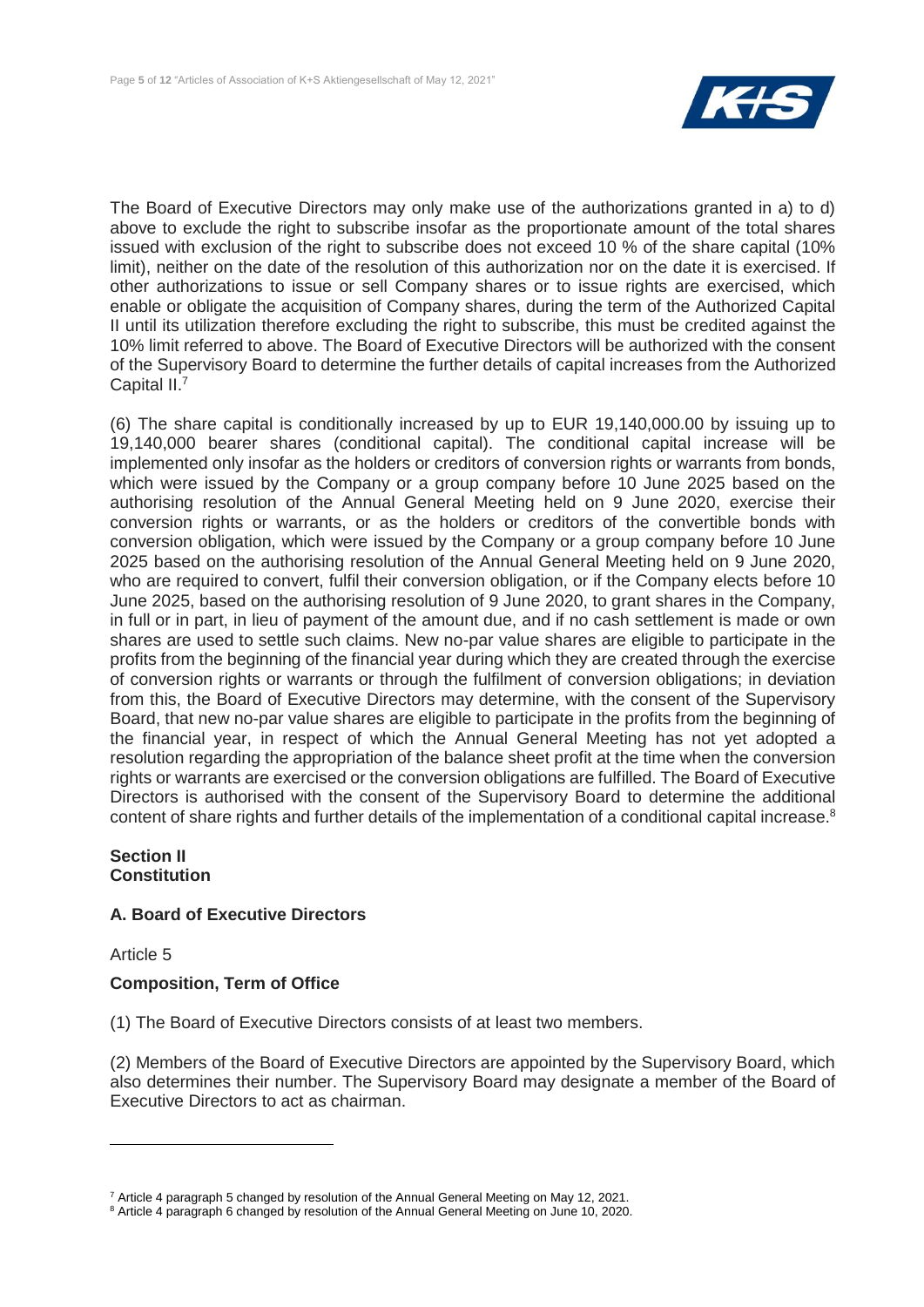The Board of Executive Directors may only make use of the authorizations granted in a) to d) above to exclude the right to subscribe insofar as the proportionate amount of the total shares issued with exclusion of the right to subscribe does not exceed 10 % of the share capital (10% limit), neither on the date of the resolution of this authorization nor on the date it is exercised. If other authorizations to issue or sell Company shares or to issue rights are exercised, which enable or obligate the acquisition of Company shares, during the term of the Authorized Capital II until its utilization therefore excluding the right to subscribe, this must be credited against the 10% limit referred to above. The Board of Executive Directors will be authorized with the consent of the Supervisory Board to determine the further details of capital increases from the Authorized Capital II.[7]

(6) The share capital is conditionally increased by up to EUR 19,140,000.00 by issuing up to 19,140,000 bearer shares (conditional capital). The conditional capital increase will be implemented only insofar as the holders or creditors of conversion rights or warrants from bonds, which were issued by the Company or a group company before 10 June 2025 based on the authorising resolution of the Annual General Meeting held on 9 June 2020, exercise their conversion rights or warrants, or as the holders or creditors of the convertible bonds with conversion obligation, which were issued by the Company or a group company before 10 June 2025 based on the authorising resolution of the Annual General Meeting held on 9 June 2020, who are required to convert, fulfil their conversion obligation, or if the Company elects before 10 June 2025, based on the authorising resolution of 9 June 2020, to grant shares in the Company, in full or in part, in lieu of payment of the amount due, and if no cash settlement is made or own shares are used to settle such claims. New no-par value shares are eligible to participate in the profits from the beginning of the financial year during which they are created through the exercise of conversion rights or warrants or through the fulfilment of conversion obligations; in deviation from this, the Board of Executive Directors may determine, with the consent of the Supervisory Board, that new no-par value shares are eligible to participate in the profits from the beginning of the financial year, in respect of which the Annual General Meeting has not yet adopted a resolution regarding the appropriation of the balance sheet profit at the time when the conversion rights or warrants are exercised or the conversion obligations are fulfilled. The Board of Executive Directors is authorised with the consent of the Supervisory Board to determine the additional content of share rights and further details of the implementation of a conditional capital increase.[8]

## Section II
## Constitution

### A. Board of Executive Directors

Article 5

#### Composition, Term of Office

(1) The Board of Executive Directors consists of at least two members.

(2) Members of the Board of Executive Directors are appointed by the Supervisory Board, which also determines their number. The Supervisory Board may designate a member of the Board of Executive Directors to act as chairman.

---

[7] Article 4 paragraph 5 changed by resolution of the Annual General Meeting on May 12, 2021.

[8] Article 4 paragraph 6 changed by resolution of the Annual General Meeting on June 10, 2020.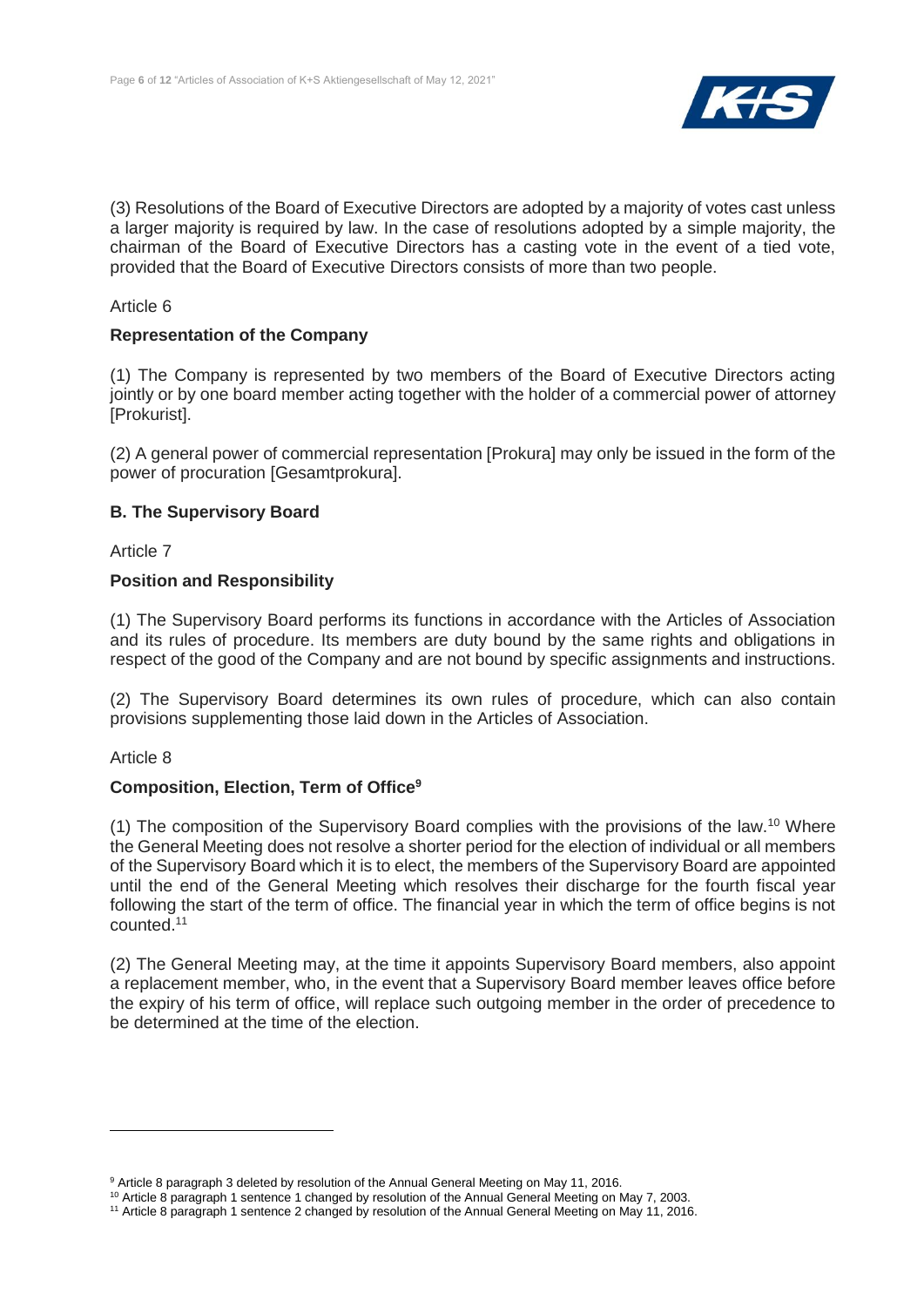(3) Resolutions of the Board of Executive Directors are adopted by a majority of votes cast unless a larger majority is required by law. In the case of resolutions adopted by a simple majority, the chairman of the Board of Executive Directors has a casting vote in the event of a tied vote, provided that the Board of Executive Directors consists of more than two people.

Article 6

**Representation of the Company**

(1) The Company is represented by two members of the Board of Executive Directors acting jointly or by one board member acting together with the holder of a commercial power of attorney [Prokurist].

(2) A general power of commercial representation [Prokura] may only be issued in the form of the power of procuration [Gesamtprokura].

## B. The Supervisory Board

Article 7

**Position and Responsibility**

(1) The Supervisory Board performs its functions in accordance with the Articles of Association and its rules of procedure. Its members are duty bound by the same rights and obligations in respect of the good of the Company and are not bound by specific assignments and instructions.

(2) The Supervisory Board determines its own rules of procedure, which can also contain provisions supplementing those laid down in the Articles of Association.

Article 8

**Composition, Election, Term of Office**[9]

(1) The composition of the Supervisory Board complies with the provisions of the law.[10] Where the General Meeting does not resolve a shorter period for the election of individual or all members of the Supervisory Board which it is to elect, the members of the Supervisory Board are appointed until the end of the General Meeting which resolves their discharge for the fourth fiscal year following the start of the term of office. The financial year in which the term of office begins is not counted.[11]

(2) The General Meeting may, at the time it appoints Supervisory Board members, also appoint a replacement member, who, in the event that a Supervisory Board member leaves office before the expiry of his term of office, will replace such outgoing member in the order of precedence to be determined at the time of the election.

---

[9] Article 8 paragraph 3 deleted by resolution of the Annual General Meeting on May 11, 2016.

[10] Article 8 paragraph 1 sentence 1 changed by resolution of the Annual General Meeting on May 7, 2003.

[11] Article 8 paragraph 1 sentence 2 changed by resolution of the Annual General Meeting on May 11, 2016.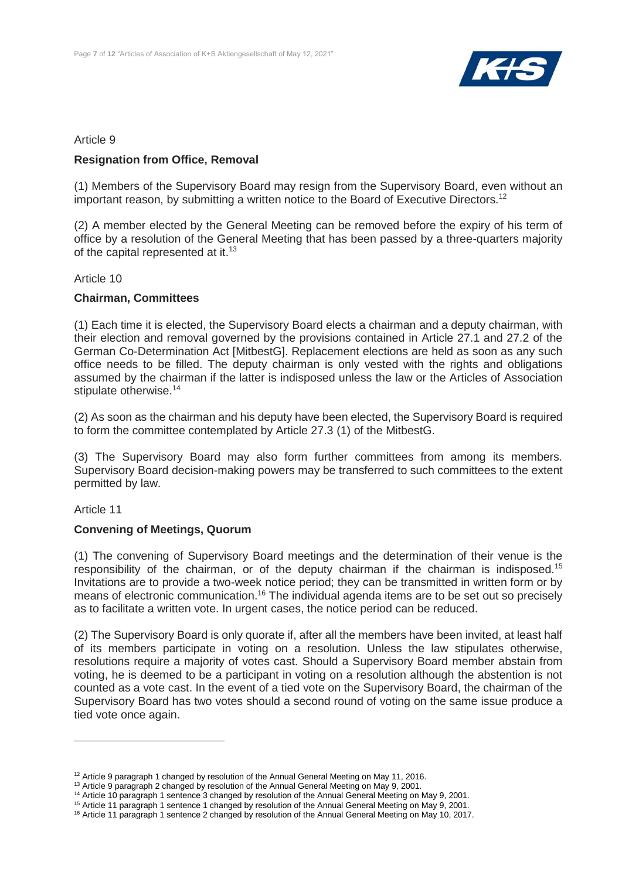Article 9

**Resignation from Office, Removal**

(1) Members of the Supervisory Board may resign from the Supervisory Board, even without an important reason, by submitting a written notice to the Board of Executive Directors.[12]

(2) A member elected by the General Meeting can be removed before the expiry of his term of office by a resolution of the General Meeting that has been passed by a three-quarters majority of the capital represented at it.[13]

Article 10

**Chairman, Committees**

(1) Each time it is elected, the Supervisory Board elects a chairman and a deputy chairman, with their election and removal governed by the provisions contained in Article 27.1 and 27.2 of the German Co-Determination Act [MitbestG]. Replacement elections are held as soon as any such office needs to be filled. The deputy chairman is only vested with the rights and obligations assumed by the chairman if the latter is indisposed unless the law or the Articles of Association stipulate otherwise.[14]

(2) As soon as the chairman and his deputy have been elected, the Supervisory Board is required to form the committee contemplated by Article 27.3 (1) of the MitbestG.

(3) The Supervisory Board may also form further committees from among its members. Supervisory Board decision-making powers may be transferred to such committees to the extent permitted by law.

Article 11

**Convening of Meetings, Quorum**

(1) The convening of Supervisory Board meetings and the determination of their venue is the responsibility of the chairman, or of the deputy chairman if the chairman is indisposed.[15] Invitations are to provide a two-week notice period; they can be transmitted in written form or by means of electronic communication.[16] The individual agenda items are to be set out so precisely as to facilitate a written vote. In urgent cases, the notice period can be reduced.

(2) The Supervisory Board is only quorate if, after all the members have been invited, at least half of its members participate in voting on a resolution. Unless the law stipulates otherwise, resolutions require a majority of votes cast. Should a Supervisory Board member abstain from voting, he is deemed to be a participant in voting on a resolution although the abstention is not counted as a vote cast. In the event of a tied vote on the Supervisory Board, the chairman of the Supervisory Board has two votes should a second round of voting on the same issue produce a tied vote once again.

---

[12] Article 9 paragraph 1 changed by resolution of the Annual General Meeting on May 11, 2016.

[13] Article 9 paragraph 2 changed by resolution of the Annual General Meeting on May 9, 2001.

[14] Article 10 paragraph 1 sentence 3 changed by resolution of the Annual General Meeting on May 9, 2001.

[15] Article 11 paragraph 1 sentence 1 changed by resolution of the Annual General Meeting on May 9, 2001.

[16] Article 11 paragraph 1 sentence 2 changed by resolution of the Annual General Meeting on May 10, 2017.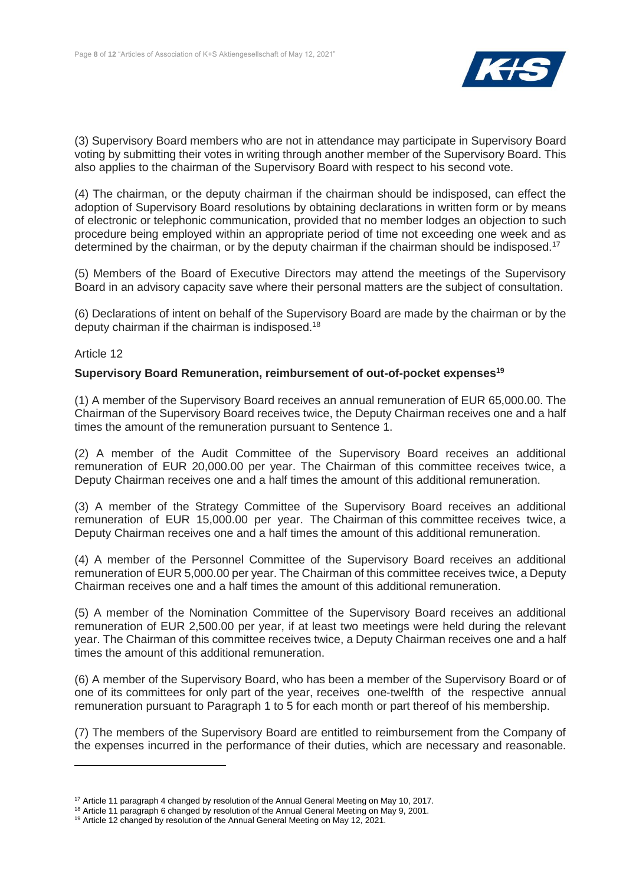(3) Supervisory Board members who are not in attendance may participate in Supervisory Board voting by submitting their votes in writing through another member of the Supervisory Board. This also applies to the chairman of the Supervisory Board with respect to his second vote.

(4) The chairman, or the deputy chairman if the chairman should be indisposed, can effect the adoption of Supervisory Board resolutions by obtaining declarations in written form or by means of electronic or telephonic communication, provided that no member lodges an objection to such procedure being employed within an appropriate period of time not exceeding one week and as determined by the chairman, or by the deputy chairman if the chairman should be indisposed.[17]

(5) Members of the Board of Executive Directors may attend the meetings of the Supervisory Board in an advisory capacity save where their personal matters are the subject of consultation.

(6) Declarations of intent on behalf of the Supervisory Board are made by the chairman or by the deputy chairman if the chairman is indisposed.[18]

Article 12

**Supervisory Board Remuneration, reimbursement of out-of-pocket expenses[19]**

(1) A member of the Supervisory Board receives an annual remuneration of EUR 65,000.00. The Chairman of the Supervisory Board receives twice, the Deputy Chairman receives one and a half times the amount of the remuneration pursuant to Sentence 1.

(2) A member of the Audit Committee of the Supervisory Board receives an additional remuneration of EUR 20,000.00 per year. The Chairman of this committee receives twice, a Deputy Chairman receives one and a half times the amount of this additional remuneration.

(3) A member of the Strategy Committee of the Supervisory Board receives an additional remuneration of EUR 15,000.00 per year. The Chairman of this committee receives twice, a Deputy Chairman receives one and a half times the amount of this additional remuneration.

(4) A member of the Personnel Committee of the Supervisory Board receives an additional remuneration of EUR 5,000.00 per year. The Chairman of this committee receives twice, a Deputy Chairman receives one and a half times the amount of this additional remuneration.

(5) A member of the Nomination Committee of the Supervisory Board receives an additional remuneration of EUR 2,500.00 per year, if at least two meetings were held during the relevant year. The Chairman of this committee receives twice, a Deputy Chairman receives one and a half times the amount of this additional remuneration.

(6) A member of the Supervisory Board, who has been a member of the Supervisory Board or of one of its committees for only part of the year, receives one-twelfth of the respective annual remuneration pursuant to Paragraph 1 to 5 for each month or part thereof of his membership.

(7) The members of the Supervisory Board are entitled to reimbursement from the Company of the expenses incurred in the performance of their duties, which are necessary and reasonable.

---

[17] Article 11 paragraph 4 changed by resolution of the Annual General Meeting on May 10, 2017.

[18] Article 11 paragraph 6 changed by resolution of the Annual General Meeting on May 9, 2001.

[19] Article 12 changed by resolution of the Annual General Meeting on May 12, 2021.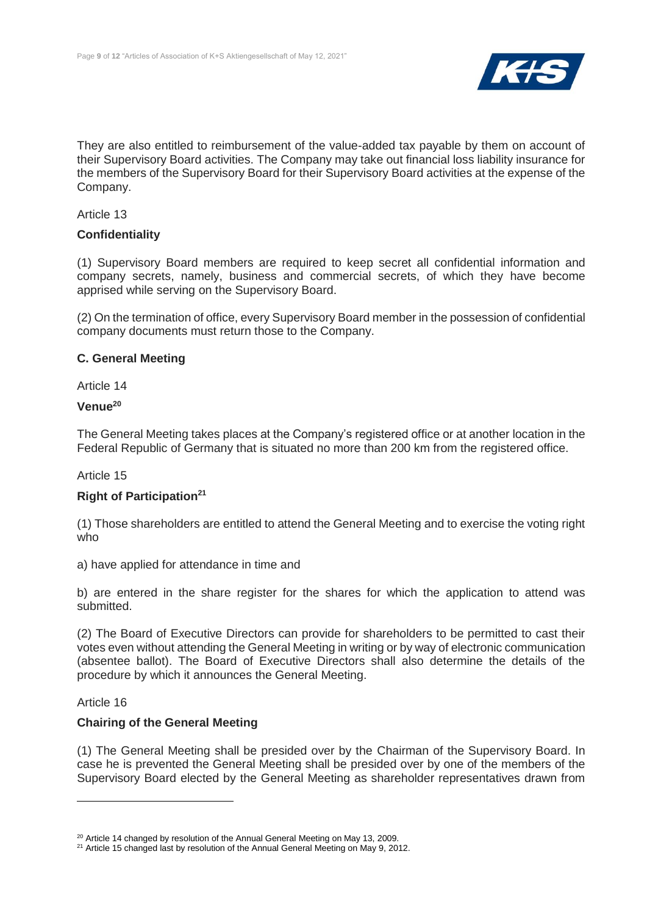They are also entitled to reimbursement of the value-added tax payable by them on account of their Supervisory Board activities. The Company may take out financial loss liability insurance for the members of the Supervisory Board for their Supervisory Board activities at the expense of the Company.

Article 13

**Confidentiality**

(1) Supervisory Board members are required to keep secret all confidential information and company secrets, namely, business and commercial secrets, of which they have become apprised while serving on the Supervisory Board.

(2) On the termination of office, every Supervisory Board member in the possession of confidential company documents must return those to the Company.

## C. General Meeting

Article 14

**Venue[20]**

The General Meeting takes places at the Company's registered office or at another location in the Federal Republic of Germany that is situated no more than 200 km from the registered office.

Article 15

**Right of Participation[21]**

(1) Those shareholders are entitled to attend the General Meeting and to exercise the voting right who

a) have applied for attendance in time and

b) are entered in the share register for the shares for which the application to attend was submitted.

(2) The Board of Executive Directors can provide for shareholders to be permitted to cast their votes even without attending the General Meeting in writing or by way of electronic communication (absentee ballot). The Board of Executive Directors shall also determine the details of the procedure by which it announces the General Meeting.

Article 16

**Chairing of the General Meeting**

(1) The General Meeting shall be presided over by the Chairman of the Supervisory Board. In case he is prevented the General Meeting shall be presided over by one of the members of the Supervisory Board elected by the General Meeting as shareholder representatives drawn from

---

[20] Article 14 changed by resolution of the Annual General Meeting on May 13, 2009.

[21] Article 15 changed last by resolution of the Annual General Meeting on May 9, 2012.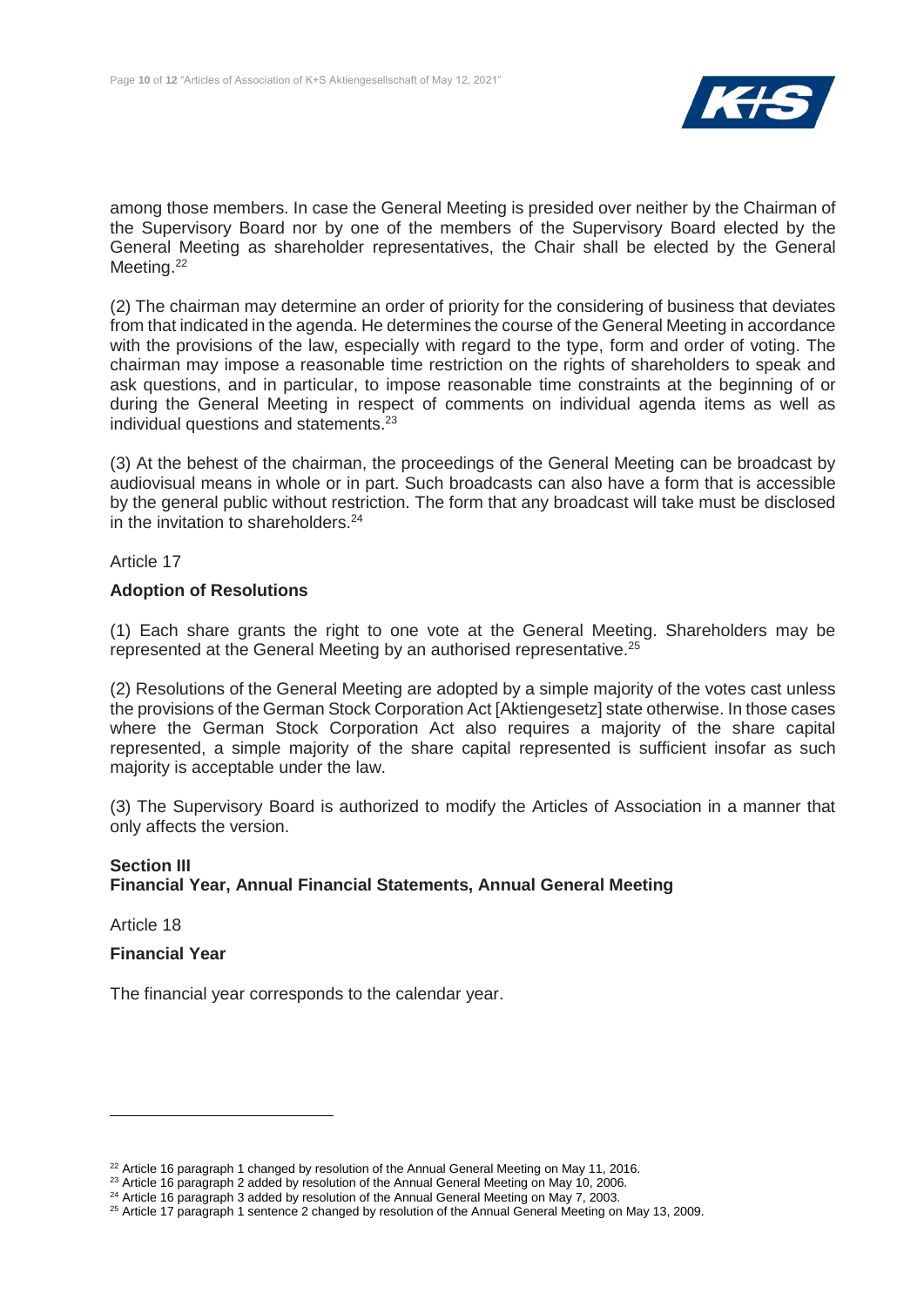among those members. In case the General Meeting is presided over neither by the Chairman of the Supervisory Board nor by one of the members of the Supervisory Board elected by the General Meeting as shareholder representatives, the Chair shall be elected by the General Meeting.[22]

(2) The chairman may determine an order of priority for the considering of business that deviates from that indicated in the agenda. He determines the course of the General Meeting in accordance with the provisions of the law, especially with regard to the type, form and order of voting. The chairman may impose a reasonable time restriction on the rights of shareholders to speak and ask questions, and in particular, to impose reasonable time constraints at the beginning of or during the General Meeting in respect of comments on individual agenda items as well as individual questions and statements.[23]

(3) At the behest of the chairman, the proceedings of the General Meeting can be broadcast by audiovisual means in whole or in part. Such broadcasts can also have a form that is accessible by the general public without restriction. The form that any broadcast will take must be disclosed in the invitation to shareholders.[24]

Article 17

**Adoption of Resolutions**

(1) Each share grants the right to one vote at the General Meeting. Shareholders may be represented at the General Meeting by an authorised representative.[25]

(2) Resolutions of the General Meeting are adopted by a simple majority of the votes cast unless the provisions of the German Stock Corporation Act [Aktiengesetz] state otherwise. In those cases where the German Stock Corporation Act also requires a majority of the share capital represented, a simple majority of the share capital represented is sufficient insofar as such majority is acceptable under the law.

(3) The Supervisory Board is authorized to modify the Articles of Association in a manner that only affects the version.

## Section III
## Financial Year, Annual Financial Statements, Annual General Meeting

Article 18

**Financial Year**

The financial year corresponds to the calendar year.

---

[22] Article 16 paragraph 1 changed by resolution of the Annual General Meeting on May 11, 2016.

[23] Article 16 paragraph 2 added by resolution of the Annual General Meeting on May 10, 2006.

[24] Article 16 paragraph 3 added by resolution of the Annual General Meeting on May 7, 2003.

[25] Article 17 paragraph 1 sentence 2 changed by resolution of the Annual General Meeting on May 13, 2009.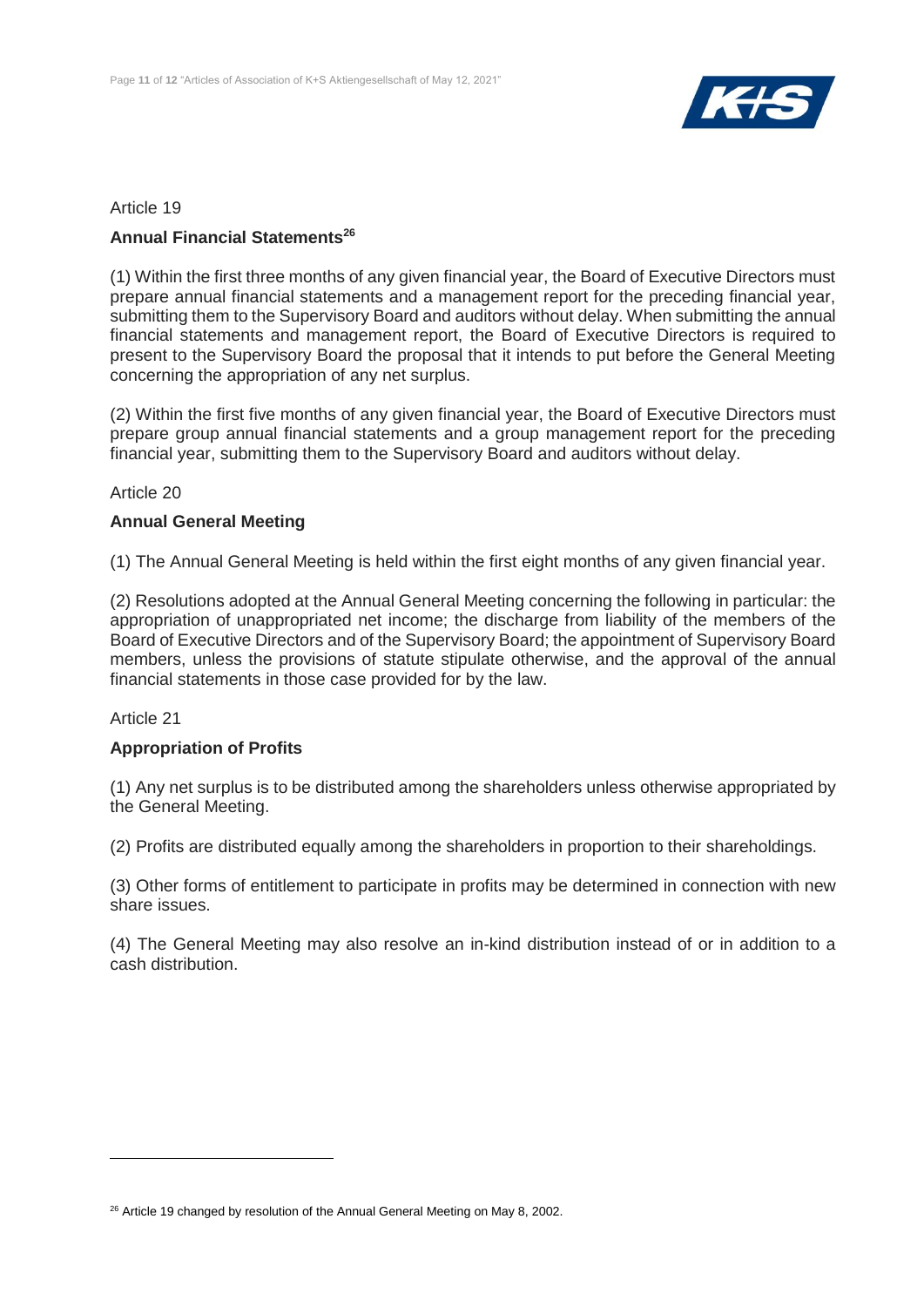Article 19

## Annual Financial Statements[26]

(1) Within the first three months of any given financial year, the Board of Executive Directors must prepare annual financial statements and a management report for the preceding financial year, submitting them to the Supervisory Board and auditors without delay. When submitting the annual financial statements and management report, the Board of Executive Directors is required to present to the Supervisory Board the proposal that it intends to put before the General Meeting concerning the appropriation of any net surplus.

(2) Within the first five months of any given financial year, the Board of Executive Directors must prepare group annual financial statements and a group management report for the preceding financial year, submitting them to the Supervisory Board and auditors without delay.

Article 20

## Annual General Meeting

(1) The Annual General Meeting is held within the first eight months of any given financial year.

(2) Resolutions adopted at the Annual General Meeting concerning the following in particular: the appropriation of unappropriated net income; the discharge from liability of the members of the Board of Executive Directors and of the Supervisory Board; the appointment of Supervisory Board members, unless the provisions of statute stipulate otherwise, and the approval of the annual financial statements in those case provided for by the law.

Article 21

## Appropriation of Profits

(1) Any net surplus is to be distributed among the shareholders unless otherwise appropriated by the General Meeting.

(2) Profits are distributed equally among the shareholders in proportion to their shareholdings.

(3) Other forms of entitlement to participate in profits may be determined in connection with new share issues.

(4) The General Meeting may also resolve an in-kind distribution instead of or in addition to a cash distribution.

---

[26] Article 19 changed by resolution of the Annual General Meeting on May 8, 2002.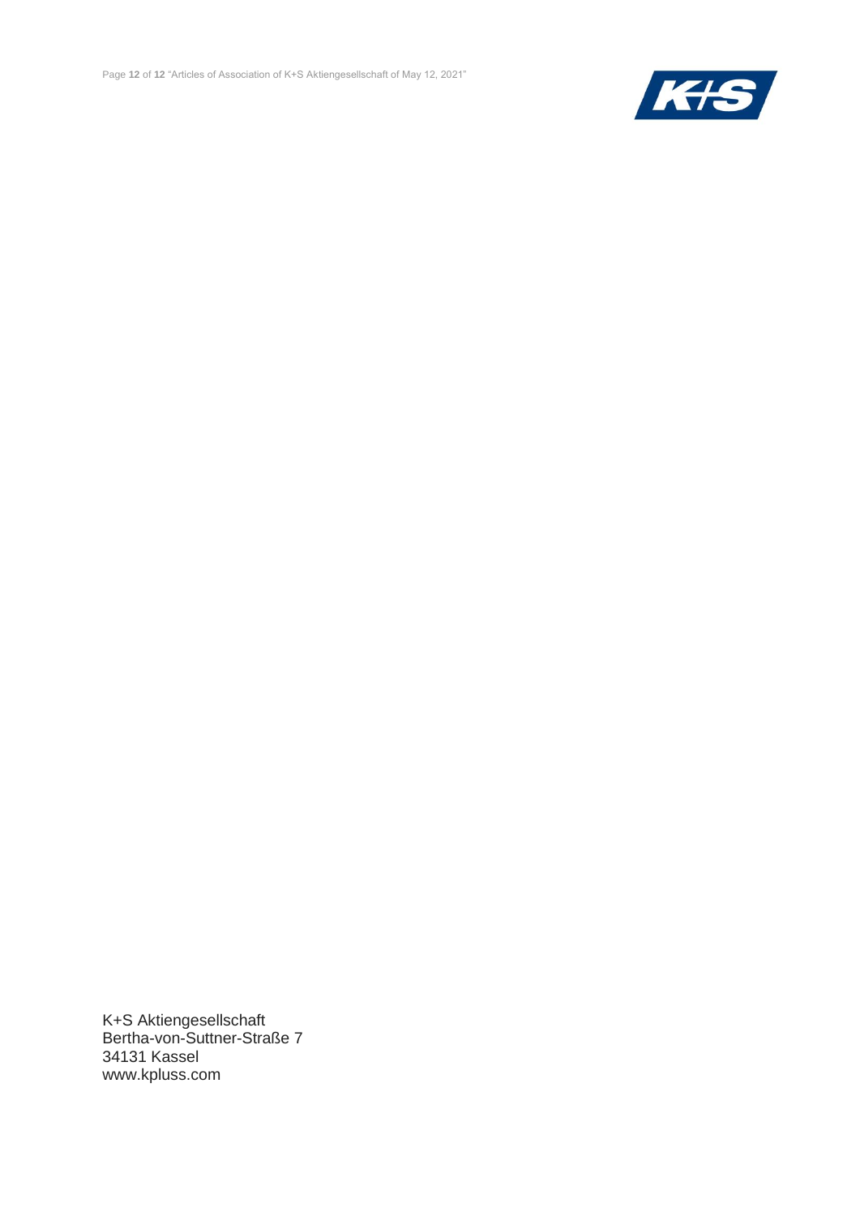K+S Aktiengesellschaft
Bertha-von-Suttner-Straße 7
34131 Kassel
www.kpluss.com